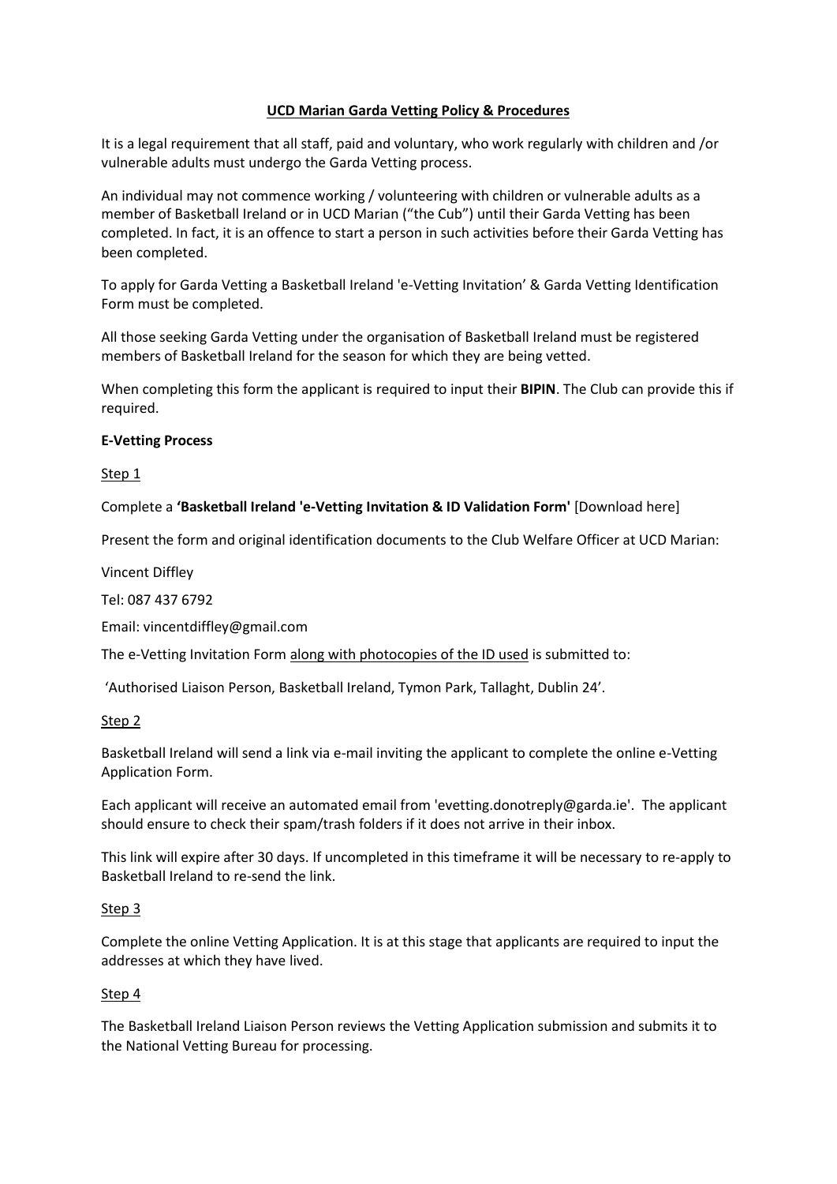# UCD Marian Garda Vetting Policy & Procedures

It is a legal requirement that all staff, paid and voluntary, who work regularly with children and /or vulnerable adults must undergo the Garda Vetting process.

An individual may not commence working / volunteering with children or vulnerable adults as a member of Basketball Ireland or in UCD Marian ("the Cub") until their Garda Vetting has been completed. In fact, it is an offence to start a person in such activities before their Garda Vetting has been completed.

To apply for Garda Vetting a Basketball Ireland 'e-Vetting Invitation' & Garda Vetting Identification Form must be completed.

All those seeking Garda Vetting under the organisation of Basketball Ireland must be registered members of Basketball Ireland for the season for which they are being vetted.

When completing this form the applicant is required to input their **BIPIN**. The Club can provide this if required.

## E-Vetting Process

Step 1

Complete a **'Basketball Ireland 'e-Vetting Invitation & ID Validation Form'** [Download here]

Present the form and original identification documents to the Club Welfare Officer at UCD Marian:

Vincent Diffley

Tel: 087 437 6792

Email: vincentdiffley@gmail.com

The e-Vetting Invitation Form along with photocopies of the ID used is submitted to:

'Authorised Liaison Person, Basketball Ireland, Tymon Park, Tallaght, Dublin 24'.

Step 2

Basketball Ireland will send a link via e-mail inviting the applicant to complete the online e-Vetting Application Form.

Each applicant will receive an automated email from 'evetting.donotreply@garda.ie'. The applicant should ensure to check their spam/trash folders if it does not arrive in their inbox.

This link will expire after 30 days. If uncompleted in this timeframe it will be necessary to re-apply to Basketball Ireland to re-send the link.

Step 3

Complete the online Vetting Application. It is at this stage that applicants are required to input the addresses at which they have lived.

Step 4

The Basketball Ireland Liaison Person reviews the Vetting Application submission and submits it to the National Vetting Bureau for processing.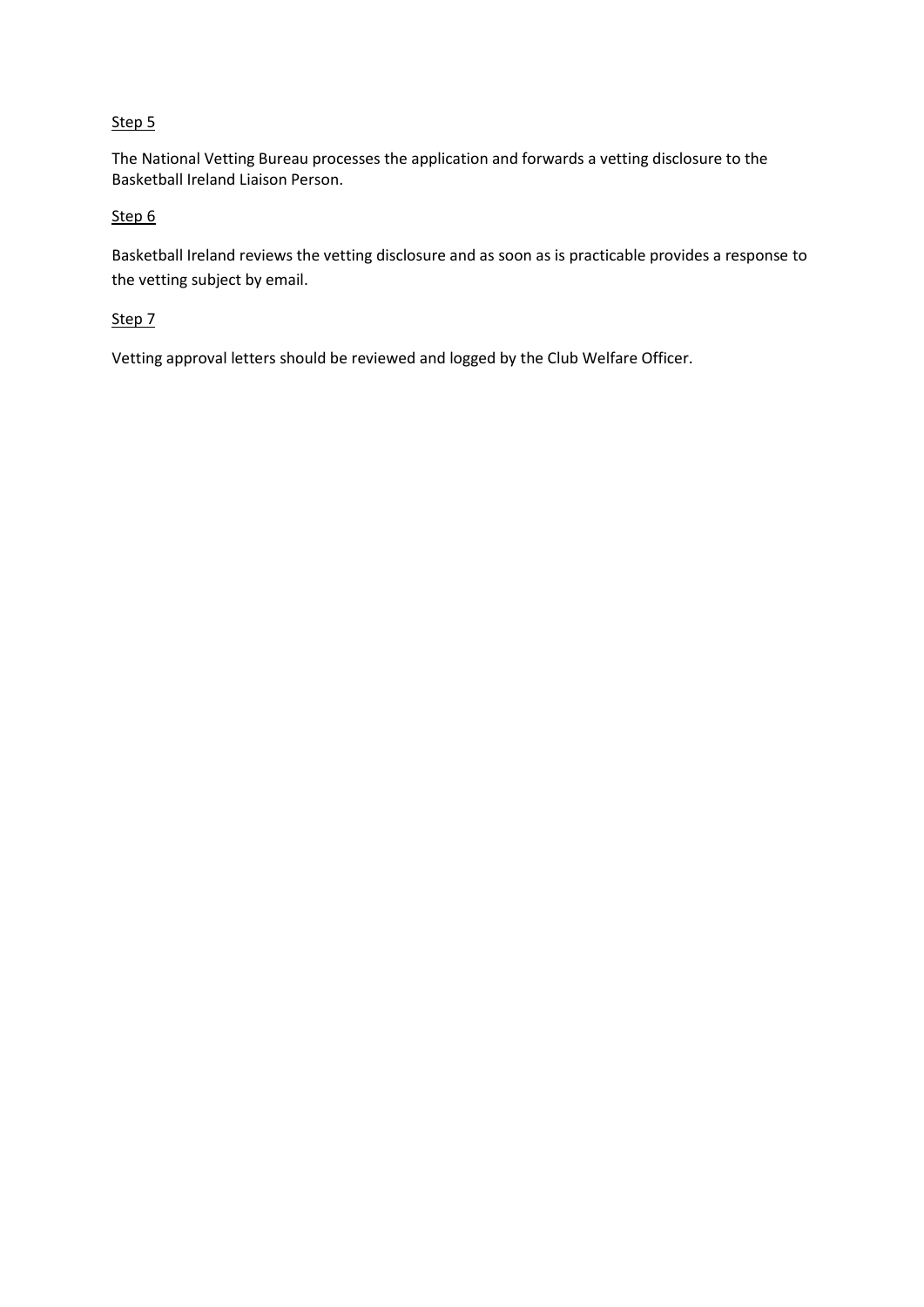<u>Step 5</u>

The National Vetting Bureau processes the application and forwards a vetting disclosure to the Basketball Ireland Liaison Person.

<u>Step 6</u>

Basketball Ireland reviews the vetting disclosure and as soon as is practicable provides a response to the vetting subject by email.

<u>Step 7</u>

Vetting approval letters should be reviewed and logged by the Club Welfare Officer.